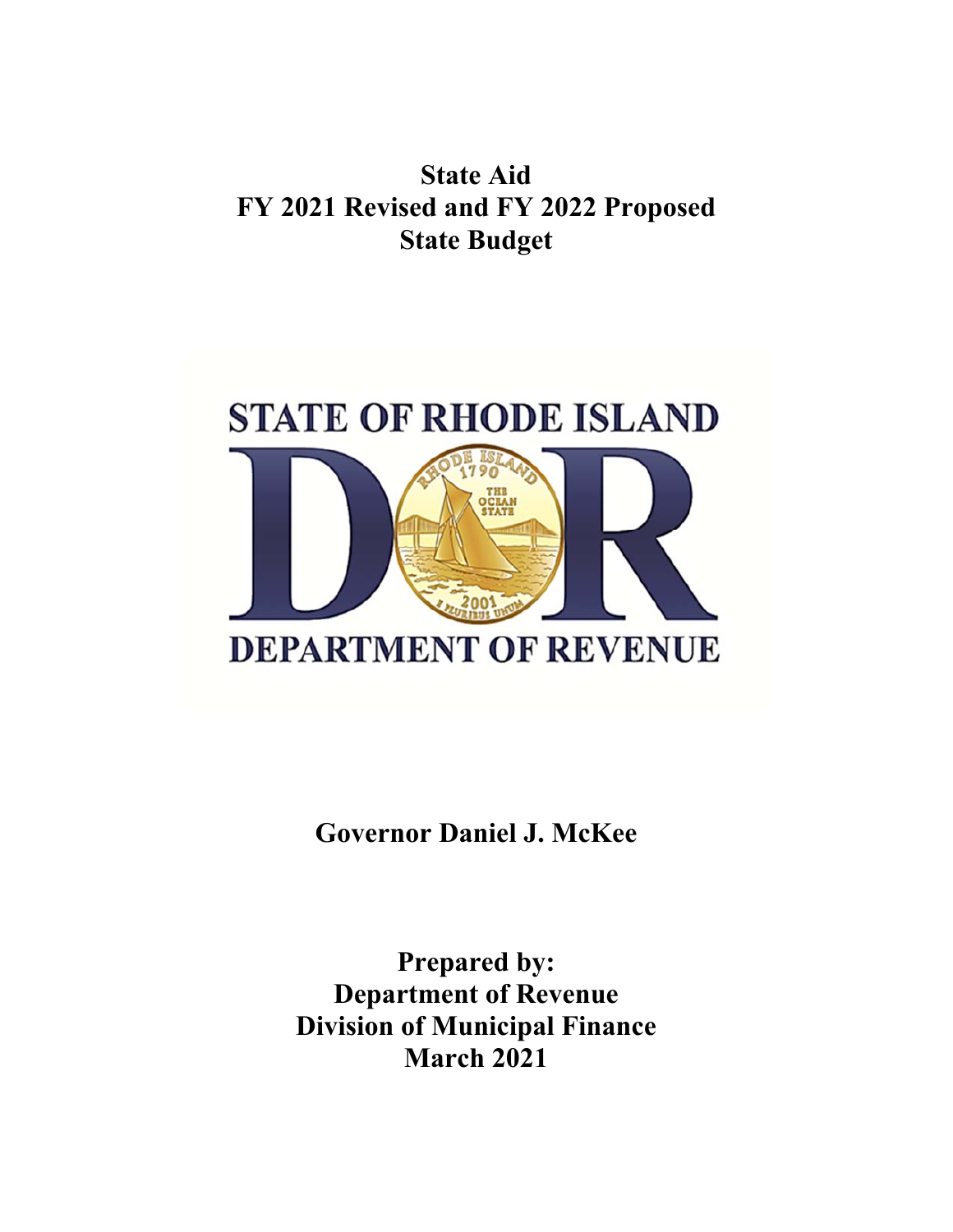# State Aid
# FY 2021 Revised and FY 2022 Proposed
# State Budget

**STATE OF RHODE ISLAND**

**DEPARTMENT OF REVENUE**

**Governor Daniel J. McKee**

**Prepared by:**
**Department of Revenue**
**Division of Municipal Finance**
**March 2021**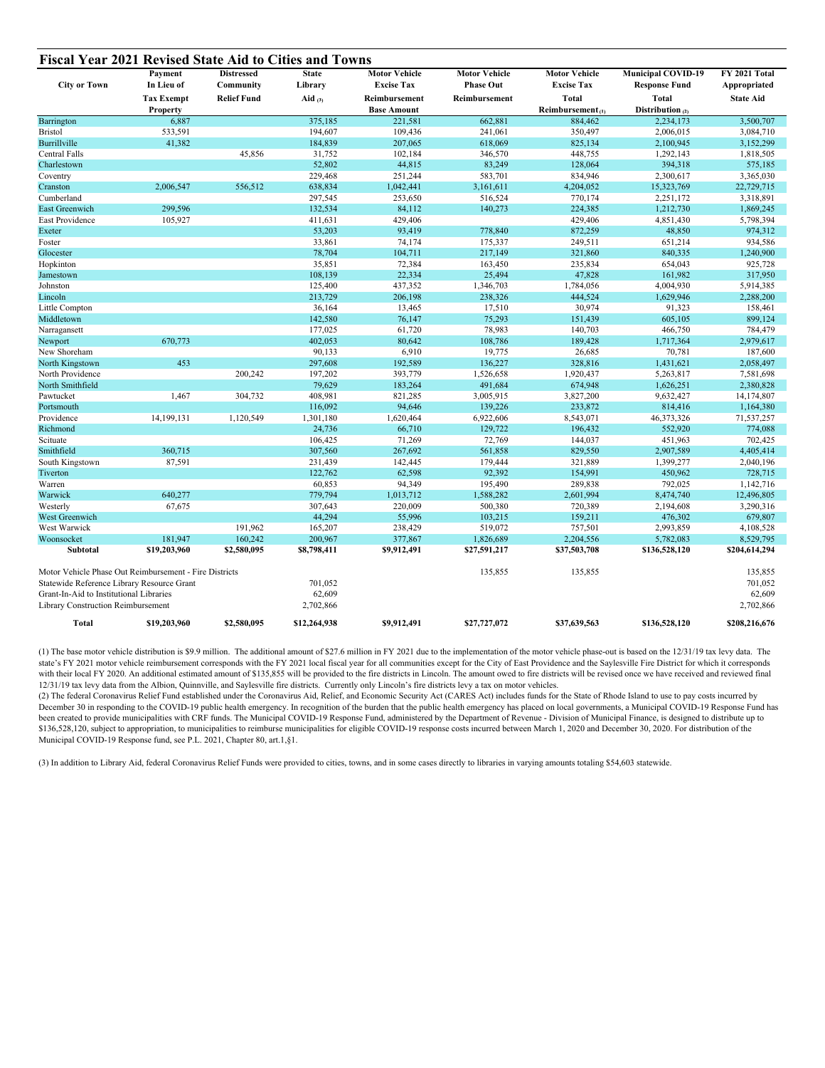## Fiscal Year 2021 Revised State Aid to Cities and Towns

| City or Town | Payment In Lieu of Tax Exempt Property | Distressed Community Relief Fund | State Library Aid (3) | Motor Vehicle Excise Tax Reimbursement Base Amount | Motor Vehicle Phase Out Reimbursement | Motor Vehicle Excise Tax Total Reimbursement (1) | Municipal COVID-19 Response Fund Total Distribution (2) | FY 2021 Total Appropriated State Aid |
|---|---|---|---|---|---|---|---|---|
| Barrington | 6,887 | | 375,185 | 221,581 | 662,881 | 884,462 | 2,234,173 | 3,500,707 |
| Bristol | 533,591 | | 194,607 | 109,436 | 241,061 | 350,497 | 2,006,015 | 3,084,710 |
| Burrillville | 41,382 | | 184,839 | 207,065 | 618,069 | 825,134 | 2,100,945 | 3,152,299 |
| Central Falls | | 45,856 | 31,752 | 102,184 | 346,570 | 448,755 | 1,292,143 | 1,818,505 |
| Charlestown | | | 52,802 | 44,815 | 83,249 | 128,064 | 394,318 | 575,185 |
| Coventry | | | 229,468 | 251,244 | 583,701 | 834,946 | 2,300,617 | 3,365,030 |
| Cranston | 2,006,547 | 556,512 | 638,834 | 1,042,441 | 3,161,611 | 4,204,052 | 15,323,769 | 22,729,715 |
| Cumberland | | | 297,545 | 253,650 | 516,524 | 770,174 | 2,251,172 | 3,318,891 |
| East Greenwich | 299,596 | | 132,534 | 84,112 | 140,273 | 224,385 | 1,212,730 | 1,869,245 |
| East Providence | 105,927 | | 411,631 | 429,406 | | 429,406 | 4,851,430 | 5,798,394 |
| Exeter | | | 53,203 | 93,419 | 778,840 | 872,259 | 48,850 | 974,312 |
| Foster | | | 33,861 | 74,174 | 175,337 | 249,511 | 651,214 | 934,586 |
| Glocester | | | 78,704 | 104,711 | 217,149 | 321,860 | 840,335 | 1,240,900 |
| Hopkinton | | | 35,851 | 72,384 | 163,450 | 235,834 | 654,043 | 925,728 |
| Jamestown | | | 108,139 | 22,334 | 25,494 | 47,828 | 161,982 | 317,950 |
| Johnston | | | 125,400 | 437,352 | 1,346,703 | 1,784,056 | 4,004,930 | 5,914,385 |
| Lincoln | | | 213,729 | 206,198 | 238,326 | 444,524 | 1,629,946 | 2,288,200 |
| Little Compton | | | 36,164 | 13,465 | 17,510 | 30,974 | 91,323 | 158,461 |
| Middletown | | | 142,580 | 76,147 | 75,293 | 151,439 | 605,105 | 899,124 |
| Narragansett | | | 177,025 | 61,720 | 78,983 | 140,703 | 466,750 | 784,479 |
| Newport | 670,773 | | 402,053 | 80,642 | 108,786 | 189,428 | 1,717,364 | 2,979,617 |
| New Shoreham | | | 90,133 | 6,910 | 19,775 | 26,685 | 70,781 | 187,600 |
| North Kingstown | 453 | | 297,608 | 192,589 | 136,227 | 328,816 | 1,431,621 | 2,058,497 |
| North Providence | | 200,242 | 197,202 | 393,779 | 1,526,658 | 1,920,437 | 5,263,817 | 7,581,698 |
| North Smithfield | | | 79,629 | 183,264 | 491,684 | 674,948 | 1,626,251 | 2,380,828 |
| Pawtucket | 1,467 | 304,732 | 408,981 | 821,285 | 3,005,915 | 3,827,200 | 9,632,427 | 14,174,807 |
| Portsmouth | | | 116,092 | 94,646 | 139,226 | 233,872 | 814,416 | 1,164,380 |
| Providence | 14,199,131 | 1,120,549 | 1,301,180 | 1,620,464 | 6,922,606 | 8,543,071 | 46,373,326 | 71,537,257 |
| Richmond | | | 24,736 | 66,710 | 129,722 | 196,432 | 552,920 | 774,088 |
| Scituate | | | 106,425 | 71,269 | 72,769 | 144,037 | 451,963 | 702,425 |
| Smithfield | 360,715 | | 307,560 | 267,692 | 561,858 | 829,550 | 2,907,589 | 4,405,414 |
| South Kingstown | 87,591 | | 231,439 | 142,445 | 179,444 | 321,889 | 1,399,277 | 2,040,196 |
| Tiverton | | | 122,762 | 62,598 | 92,392 | 154,991 | 450,962 | 728,715 |
| Warren | | | 60,853 | 94,349 | 195,490 | 289,838 | 792,025 | 1,142,716 |
| Warwick | 640,277 | | 779,794 | 1,013,712 | 1,588,282 | 2,601,994 | 8,474,740 | 12,496,805 |
| Westerly | 67,675 | | 307,643 | 220,009 | 500,380 | 720,389 | 2,194,608 | 3,290,316 |
| West Greenwich | | | 44,294 | 55,996 | 103,215 | 159,211 | 476,302 | 679,807 |
| West Warwick | | 191,962 | 165,207 | 238,429 | 519,072 | 757,501 | 2,993,859 | 4,108,528 |
| Woonsocket | 181,947 | 160,242 | 200,967 | 377,867 | 1,826,689 | 2,204,556 | 5,782,083 | 8,529,795 |
| **Subtotal** | **$19,203,960** | **$2,580,095** | **$8,798,411** | **$9,912,491** | **$27,591,217** | **$37,503,708** | **$136,528,120** | **$204,614,294** |
| Motor Vehicle Phase Out Reimbursement - Fire Districts | | | | | 135,855 | 135,855 | | 135,855 |
| Statewide Reference Library Resource Grant | | | 701,052 | | | | | 701,052 |
| Grant-In-Aid to Institutional Libraries | | | 62,609 | | | | | 62,609 |
| Library Construction Reimbursement | | | 2,702,866 | | | | | 2,702,866 |
| **Total** | **$19,203,960** | **$2,580,095** | **$12,264,938** | **$9,912,491** | **$27,727,072** | **$37,639,563** | **$136,528,120** | **$208,216,676** |

(1) The base motor vehicle distribution is $9.9 million. The additional amount of $27.6 million in FY 2021 due to the implementation of the motor vehicle phase-out is based on the 12/31/19 tax levy data. The state's FY 2021 motor vehicle reimbursement corresponds with the FY 2021 local fiscal year for all communities except for the City of East Providence and the Saylesville Fire District for which it corresponds with their local FY 2020. An additional estimated amount of $135,855 will be provided to the fire districts in Lincoln. The amount owed to fire districts will be revised once we have received and reviewed final 12/31/19 tax levy data from the Albion, Quinnville, and Saylesville fire districts. Currently only Lincoln's fire districts levy a tax on motor vehicles.

(2) The federal Coronavirus Relief Fund established under the Coronavirus Aid, Relief, and Economic Security Act (CARES Act) includes funds for the State of Rhode Island to use to pay costs incurred by December 30 in responding to the COVID-19 public health emergency. In recognition of the burden that the public health emergency has placed on local governments, a Municipal COVID-19 Response Fund has been created to provide municipalities with CRF funds. The Municipal COVID-19 Response Fund, administered by the Department of Revenue - Division of Municipal Finance, is designed to distribute up to $136,528,120, subject to appropriation, to municipalities to reimburse municipalities for eligible COVID-19 response costs incurred between March 1, 2020 and December 30, 2020. For distribution of the Municipal COVID-19 Response fund, see P.L. 2021, Chapter 80, art.1,§1.

(3) In addition to Library Aid, federal Coronavirus Relief Funds were provided to cities, towns, and in some cases directly to libraries in varying amounts totaling $54,603 statewide.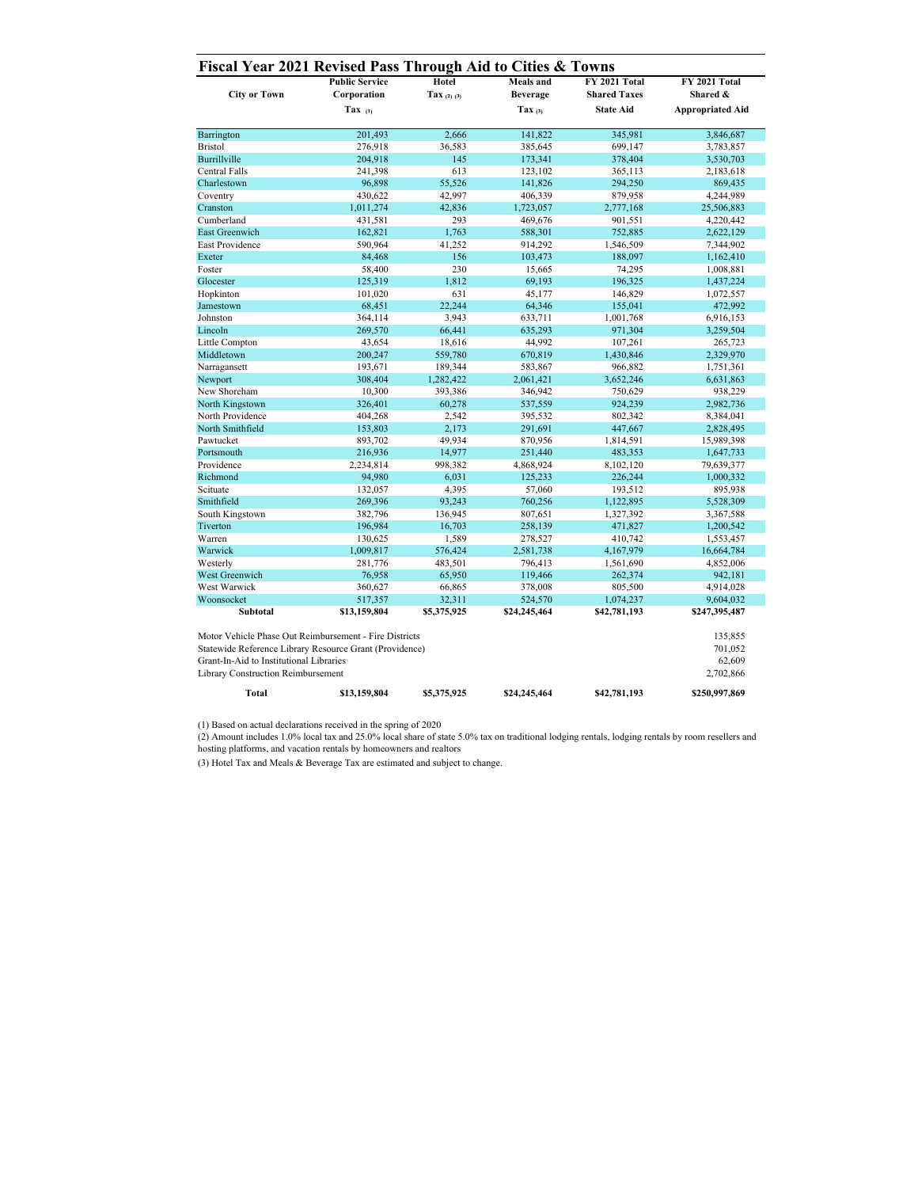## Fiscal Year 2021 Revised Pass Through Aid to Cities & Towns

| City or Town | Public Service Corporation Tax (1) | Hotel Tax (2) (3) | Meals and Beverage Tax (3) | FY 2021 Total Shared Taxes State Aid | FY 2021 Total Shared & Appropriated Aid |
|---|---|---|---|---|---|
| Barrington | 201,493 | 2,666 | 141,822 | 345,981 | 3,846,687 |
| Bristol | 276,918 | 36,583 | 385,645 | 699,147 | 3,783,857 |
| Burrillville | 204,918 | 145 | 173,341 | 378,404 | 3,530,703 |
| Central Falls | 241,398 | 613 | 123,102 | 365,113 | 2,183,618 |
| Charlestown | 96,898 | 55,526 | 141,826 | 294,250 | 869,435 |
| Coventry | 430,622 | 42,997 | 406,339 | 879,958 | 4,244,989 |
| Cranston | 1,011,274 | 42,836 | 1,723,057 | 2,777,168 | 25,506,883 |
| Cumberland | 431,581 | 293 | 469,676 | 901,551 | 4,220,442 |
| East Greenwich | 162,821 | 1,763 | 588,301 | 752,885 | 2,622,129 |
| East Providence | 590,964 | 41,252 | 914,292 | 1,546,509 | 7,344,902 |
| Exeter | 84,468 | 156 | 103,473 | 188,097 | 1,162,410 |
| Foster | 58,400 | 230 | 15,665 | 74,295 | 1,008,881 |
| Glocester | 125,319 | 1,812 | 69,193 | 196,325 | 1,437,224 |
| Hopkinton | 101,020 | 631 | 45,177 | 146,829 | 1,072,557 |
| Jamestown | 68,451 | 22,244 | 64,346 | 155,041 | 472,992 |
| Johnston | 364,114 | 3,943 | 633,711 | 1,001,768 | 6,916,153 |
| Lincoln | 269,570 | 66,441 | 635,293 | 971,304 | 3,259,504 |
| Little Compton | 43,654 | 18,616 | 44,992 | 107,261 | 265,723 |
| Middletown | 200,247 | 559,780 | 670,819 | 1,430,846 | 2,329,970 |
| Narragansett | 193,671 | 189,344 | 583,867 | 966,882 | 1,751,361 |
| Newport | 308,404 | 1,282,422 | 2,061,421 | 3,652,246 | 6,631,863 |
| New Shoreham | 10,300 | 393,386 | 346,942 | 750,629 | 938,229 |
| North Kingstown | 326,401 | 60,278 | 537,559 | 924,239 | 2,982,736 |
| North Providence | 404,268 | 2,542 | 395,532 | 802,342 | 8,384,041 |
| North Smithfield | 153,803 | 2,173 | 291,691 | 447,667 | 2,828,495 |
| Pawtucket | 893,702 | 49,934 | 870,956 | 1,814,591 | 15,989,398 |
| Portsmouth | 216,936 | 14,977 | 251,440 | 483,353 | 1,647,733 |
| Providence | 2,234,814 | 998,382 | 4,868,924 | 8,102,120 | 79,639,377 |
| Richmond | 94,980 | 6,031 | 125,233 | 226,244 | 1,000,332 |
| Scituate | 132,057 | 4,395 | 57,060 | 193,512 | 895,938 |
| Smithfield | 269,396 | 93,243 | 760,256 | 1,122,895 | 5,528,309 |
| South Kingstown | 382,796 | 136,945 | 807,651 | 1,327,392 | 3,367,588 |
| Tiverton | 196,984 | 16,703 | 258,139 | 471,827 | 1,200,542 |
| Warren | 130,625 | 1,589 | 278,527 | 410,742 | 1,553,457 |
| Warwick | 1,009,817 | 576,424 | 2,581,738 | 4,167,979 | 16,664,784 |
| Westerly | 281,776 | 483,501 | 796,413 | 1,561,690 | 4,852,006 |
| West Greenwich | 76,958 | 65,950 | 119,466 | 262,374 | 942,181 |
| West Warwick | 360,627 | 66,865 | 378,008 | 805,500 | 4,914,028 |
| Woonsocket | 517,357 | 32,311 | 524,570 | 1,074,237 | 9,604,032 |
| **Subtotal** | **$13,159,804** | **$5,375,925** | **$24,245,464** | **$42,781,193** | **$247,395,487** |
| Motor Vehicle Phase Out Reimbursement - Fire Districts | | | | | 135,855 |
| Statewide Reference Library Resource Grant (Providence) | | | | | 701,052 |
| Grant-In-Aid to Institutional Libraries | | | | | 62,609 |
| Library Construction Reimbursement | | | | | 2,702,866 |
| **Total** | **$13,159,804** | **$5,375,925** | **$24,245,464** | **$42,781,193** | **$250,997,869** |

(1) Based on actual declarations received in the spring of 2020

(2) Amount includes 1.0% local tax and 25.0% local share of state 5.0% tax on traditional lodging rentals, lodging rentals by room resellers and hosting platforms, and vacation rentals by homeowners and realtors

(3) Hotel Tax and Meals & Beverage Tax are estimated and subject to change.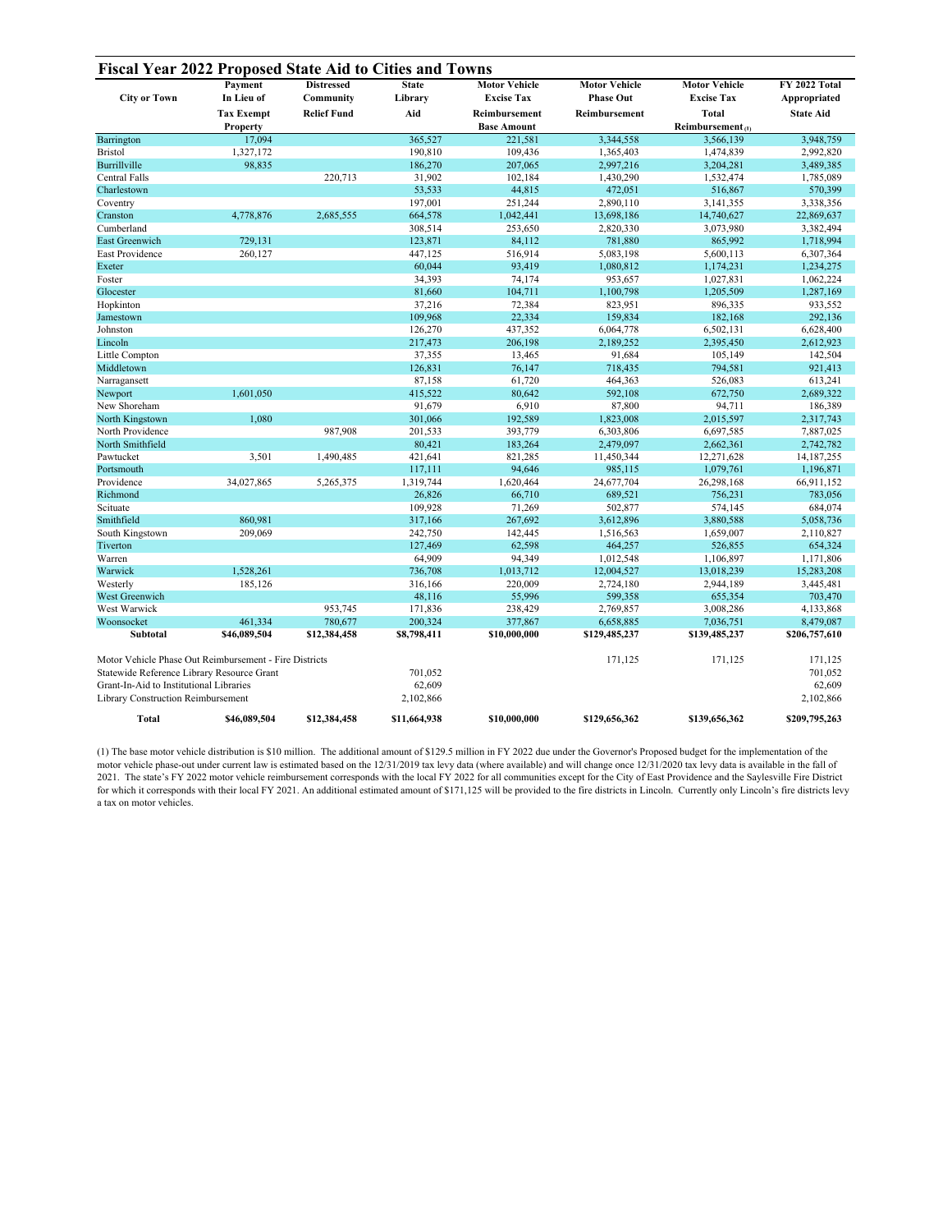## Fiscal Year 2022 Proposed State Aid to Cities and Towns

| City or Town | Payment In Lieu of Tax Exempt Property | Distressed Community Relief Fund | State Library Aid | Motor Vehicle Excise Tax Reimbursement Base Amount | Motor Vehicle Phase Out Reimbursement | Motor Vehicle Excise Tax Total Reimbursement (1) | FY 2022 Total Appropriated State Aid |
|---|---|---|---|---|---|---|---|
| Barrington | 17,094 | | 365,527 | 221,581 | 3,344,558 | 3,566,139 | 3,948,759 |
| Bristol | 1,327,172 | | 190,810 | 109,436 | 1,365,403 | 1,474,839 | 2,992,820 |
| Burrillville | 98,835 | | 186,270 | 207,065 | 2,997,216 | 3,204,281 | 3,489,385 |
| Central Falls | | 220,713 | 31,902 | 102,184 | 1,430,290 | 1,532,474 | 1,785,089 |
| Charlestown | | | 53,533 | 44,815 | 472,051 | 516,867 | 570,399 |
| Coventry | | | 197,001 | 251,244 | 2,890,110 | 3,141,355 | 3,338,356 |
| Cranston | 4,778,876 | 2,685,555 | 664,578 | 1,042,441 | 13,698,186 | 14,740,627 | 22,869,637 |
| Cumberland | | | 308,514 | 253,650 | 2,820,330 | 3,073,980 | 3,382,494 |
| East Greenwich | 729,131 | | 123,871 | 84,112 | 781,880 | 865,992 | 1,718,994 |
| East Providence | 260,127 | | 447,125 | 516,914 | 5,083,198 | 5,600,113 | 6,307,364 |
| Exeter | | | 60,044 | 93,419 | 1,080,812 | 1,174,231 | 1,234,275 |
| Foster | | | 34,393 | 74,174 | 953,657 | 1,027,831 | 1,062,224 |
| Glocester | | | 81,660 | 104,711 | 1,100,798 | 1,205,509 | 1,287,169 |
| Hopkinton | | | 37,216 | 72,384 | 823,951 | 896,335 | 933,552 |
| Jamestown | | | 109,968 | 22,334 | 159,834 | 182,168 | 292,136 |
| Johnston | | | 126,270 | 437,352 | 6,064,778 | 6,502,131 | 6,628,400 |
| Lincoln | | | 217,473 | 206,198 | 2,189,252 | 2,395,450 | 2,612,923 |
| Little Compton | | | 37,355 | 13,465 | 91,684 | 105,149 | 142,504 |
| Middletown | | | 126,831 | 76,147 | 718,435 | 794,581 | 921,413 |
| Narragansett | | | 87,158 | 61,720 | 464,363 | 526,083 | 613,241 |
| Newport | 1,601,050 | | 415,522 | 80,642 | 592,108 | 672,750 | 2,689,322 |
| New Shoreham | | | 91,679 | 6,910 | 87,800 | 94,711 | 186,389 |
| North Kingstown | 1,080 | | 301,066 | 192,589 | 1,823,008 | 2,015,597 | 2,317,743 |
| North Providence | | 987,908 | 201,533 | 393,779 | 6,303,806 | 6,697,585 | 7,887,025 |
| North Smithfield | | | 80,421 | 183,264 | 2,479,097 | 2,662,361 | 2,742,782 |
| Pawtucket | 3,501 | 1,490,485 | 421,641 | 821,285 | 11,450,344 | 12,271,628 | 14,187,255 |
| Portsmouth | | | 117,111 | 94,646 | 985,115 | 1,079,761 | 1,196,871 |
| Providence | 34,027,865 | 5,265,375 | 1,319,744 | 1,620,464 | 24,677,704 | 26,298,168 | 66,911,152 |
| Richmond | | | 26,826 | 66,710 | 689,521 | 756,231 | 783,056 |
| Scituate | | | 109,928 | 71,269 | 502,877 | 574,145 | 684,074 |
| Smithfield | 860,981 | | 317,166 | 267,692 | 3,612,896 | 3,880,588 | 5,058,736 |
| South Kingstown | 209,069 | | 242,750 | 142,445 | 1,516,563 | 1,659,007 | 2,110,827 |
| Tiverton | | | 127,469 | 62,598 | 464,257 | 526,855 | 654,324 |
| Warren | | | 64,909 | 94,349 | 1,012,548 | 1,106,897 | 1,171,806 |
| Warwick | 1,528,261 | | 736,708 | 1,013,712 | 12,004,527 | 13,018,239 | 15,283,208 |
| Westerly | 185,126 | | 316,166 | 220,009 | 2,724,180 | 2,944,189 | 3,445,481 |
| West Greenwich | | | 48,116 | 55,996 | 599,358 | 655,354 | 703,470 |
| West Warwick | | 953,745 | 171,836 | 238,429 | 2,769,857 | 3,008,286 | 4,133,868 |
| Woonsocket | 461,334 | 780,677 | 200,324 | 377,867 | 6,658,885 | 7,036,751 | 8,479,087 |
| **Subtotal** | **$46,089,504** | **$12,384,458** | **$8,798,411** | **$10,000,000** | **$129,485,237** | **$139,485,237** | **$206,757,610** |
| Motor Vehicle Phase Out Reimbursement - Fire Districts | | | | | 171,125 | 171,125 | 171,125 |
| Statewide Reference Library Resource Grant | | | 701,052 | | | | 701,052 |
| Grant-In-Aid to Institutional Libraries | | | 62,609 | | | | 62,609 |
| Library Construction Reimbursement | | | 2,102,866 | | | | 2,102,866 |
| **Total** | **$46,089,504** | **$12,384,458** | **$11,664,938** | **$10,000,000** | **$129,656,362** | **$139,656,362** | **$209,795,263** |

(1) The base motor vehicle distribution is $10 million. The additional amount of $129.5 million in FY 2022 due under the Governor's Proposed budget for the implementation of the motor vehicle phase-out under current law is estimated based on the 12/31/2019 tax levy data (where available) and will change once 12/31/2020 tax levy data is available in the fall of 2021. The state's FY 2022 motor vehicle reimbursement corresponds with the local FY 2022 for all communities except for the City of East Providence and the Saylesville Fire District for which it corresponds with their local FY 2021. An additional estimated amount of $171,125 will be provided to the fire districts in Lincoln. Currently only Lincoln's fire districts levy a tax on motor vehicles.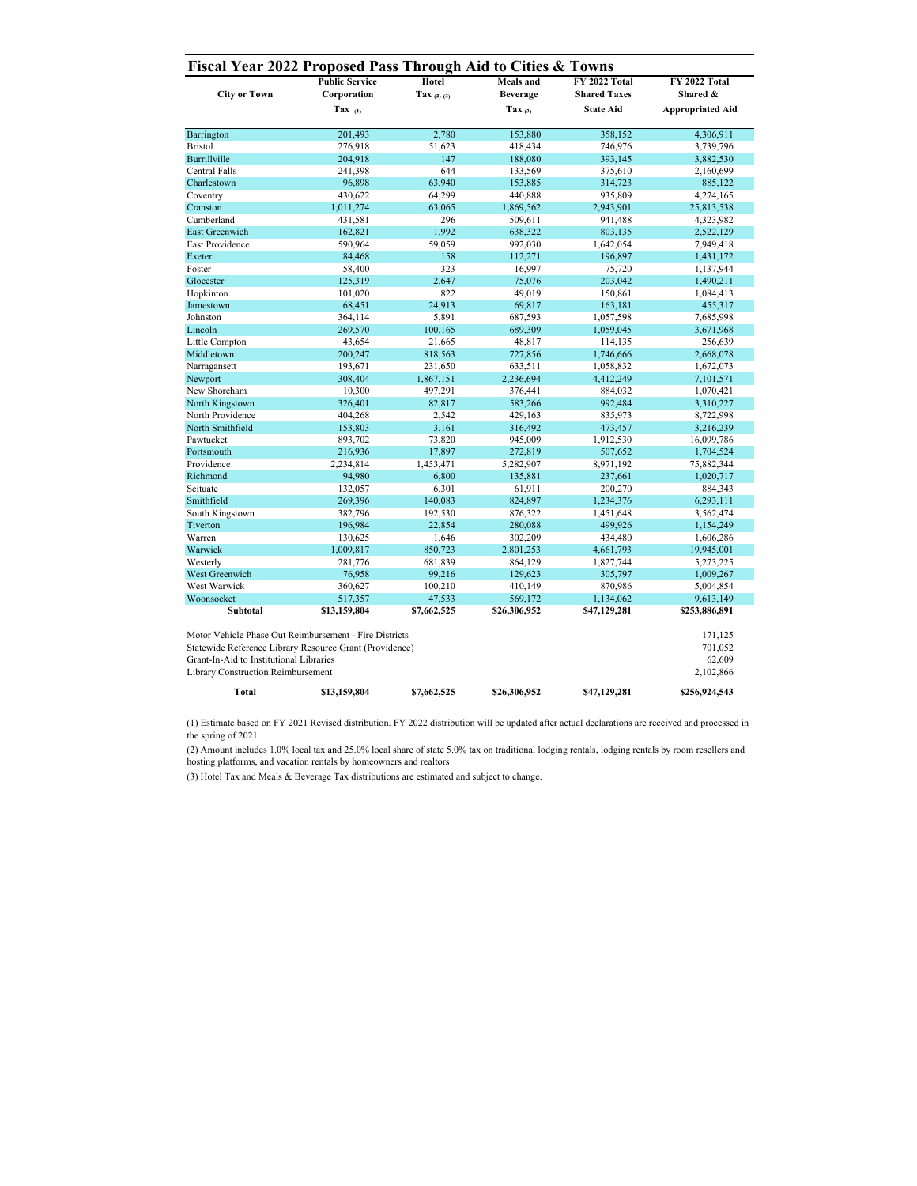## Fiscal Year 2022 Proposed Pass Through Aid to Cities & Towns

| City or Town | Public Service Corporation Tax (1) | Hotel Tax (2) (3) | Meals and Beverage Tax (3) | FY 2022 Total Shared Taxes State Aid | FY 2022 Total Shared & Appropriated Aid |
|---|---|---|---|---|---|
| Barrington | 201,493 | 2,780 | 153,880 | 358,152 | 4,306,911 |
| Bristol | 276,918 | 51,623 | 418,434 | 746,976 | 3,739,796 |
| Burrillville | 204,918 | 147 | 188,080 | 393,145 | 3,882,530 |
| Central Falls | 241,398 | 644 | 133,569 | 375,610 | 2,160,699 |
| Charlestown | 96,898 | 63,940 | 153,885 | 314,723 | 885,122 |
| Coventry | 430,622 | 64,299 | 440,888 | 935,809 | 4,274,165 |
| Cranston | 1,011,274 | 63,065 | 1,869,562 | 2,943,901 | 25,813,538 |
| Cumberland | 431,581 | 296 | 509,611 | 941,488 | 4,323,982 |
| East Greenwich | 162,821 | 1,992 | 638,322 | 803,135 | 2,522,129 |
| East Providence | 590,964 | 59,059 | 992,030 | 1,642,054 | 7,949,418 |
| Exeter | 84,468 | 158 | 112,271 | 196,897 | 1,431,172 |
| Foster | 58,400 | 323 | 16,997 | 75,720 | 1,137,944 |
| Glocester | 125,319 | 2,647 | 75,076 | 203,042 | 1,490,211 |
| Hopkinton | 101,020 | 822 | 49,019 | 150,861 | 1,084,413 |
| Jamestown | 68,451 | 24,913 | 69,817 | 163,181 | 455,317 |
| Johnston | 364,114 | 5,891 | 687,593 | 1,057,598 | 7,685,998 |
| Lincoln | 269,570 | 100,165 | 689,309 | 1,059,045 | 3,671,968 |
| Little Compton | 43,654 | 21,665 | 48,817 | 114,135 | 256,639 |
| Middletown | 200,247 | 818,563 | 727,856 | 1,746,666 | 2,668,078 |
| Narragansett | 193,671 | 231,650 | 633,511 | 1,058,832 | 1,672,073 |
| Newport | 308,404 | 1,867,151 | 2,236,694 | 4,412,249 | 7,101,571 |
| New Shoreham | 10,300 | 497,291 | 376,441 | 884,032 | 1,070,421 |
| North Kingstown | 326,401 | 82,817 | 583,266 | 992,484 | 3,310,227 |
| North Providence | 404,268 | 2,542 | 429,163 | 835,973 | 8,722,998 |
| North Smithfield | 153,803 | 3,161 | 316,492 | 473,457 | 3,216,239 |
| Pawtucket | 893,702 | 73,820 | 945,009 | 1,912,530 | 16,099,786 |
| Portsmouth | 216,936 | 17,897 | 272,819 | 507,652 | 1,704,524 |
| Providence | 2,234,814 | 1,453,471 | 5,282,907 | 8,971,192 | 75,882,344 |
| Richmond | 94,980 | 6,800 | 135,881 | 237,661 | 1,020,717 |
| Scituate | 132,057 | 6,301 | 61,911 | 200,270 | 884,343 |
| Smithfield | 269,396 | 140,083 | 824,897 | 1,234,376 | 6,293,111 |
| South Kingstown | 382,796 | 192,530 | 876,322 | 1,451,648 | 3,562,474 |
| Tiverton | 196,984 | 22,854 | 280,088 | 499,926 | 1,154,249 |
| Warren | 130,625 | 1,646 | 302,209 | 434,480 | 1,606,286 |
| Warwick | 1,009,817 | 850,723 | 2,801,253 | 4,661,793 | 19,945,001 |
| Westerly | 281,776 | 681,839 | 864,129 | 1,827,744 | 5,273,225 |
| West Greenwich | 76,958 | 99,216 | 129,623 | 305,797 | 1,009,267 |
| West Warwick | 360,627 | 100,210 | 410,149 | 870,986 | 5,004,854 |
| Woonsocket | 517,357 | 47,533 | 569,172 | 1,134,062 | 9,613,149 |
| **Subtotal** | **$13,159,804** | **$7,662,525** | **$26,306,952** | **$47,129,281** | **$253,886,891** |
| Motor Vehicle Phase Out Reimbursement - Fire Districts | | | | | 171,125 |
| Statewide Reference Library Resource Grant (Providence) | | | | | 701,052 |
| Grant-In-Aid to Institutional Libraries | | | | | 62,609 |
| Library Construction Reimbursement | | | | | 2,102,866 |
| **Total** | **$13,159,804** | **$7,662,525** | **$26,306,952** | **$47,129,281** | **$256,924,543** |

(1) Estimate based on FY 2021 Revised distribution. FY 2022 distribution will be updated after actual declarations are received and processed in the spring of 2021.

(2) Amount includes 1.0% local tax and 25.0% local share of state 5.0% tax on traditional lodging rentals, lodging rentals by room resellers and hosting platforms, and vacation rentals by homeowners and realtors

(3) Hotel Tax and Meals & Beverage Tax distributions are estimated and subject to change.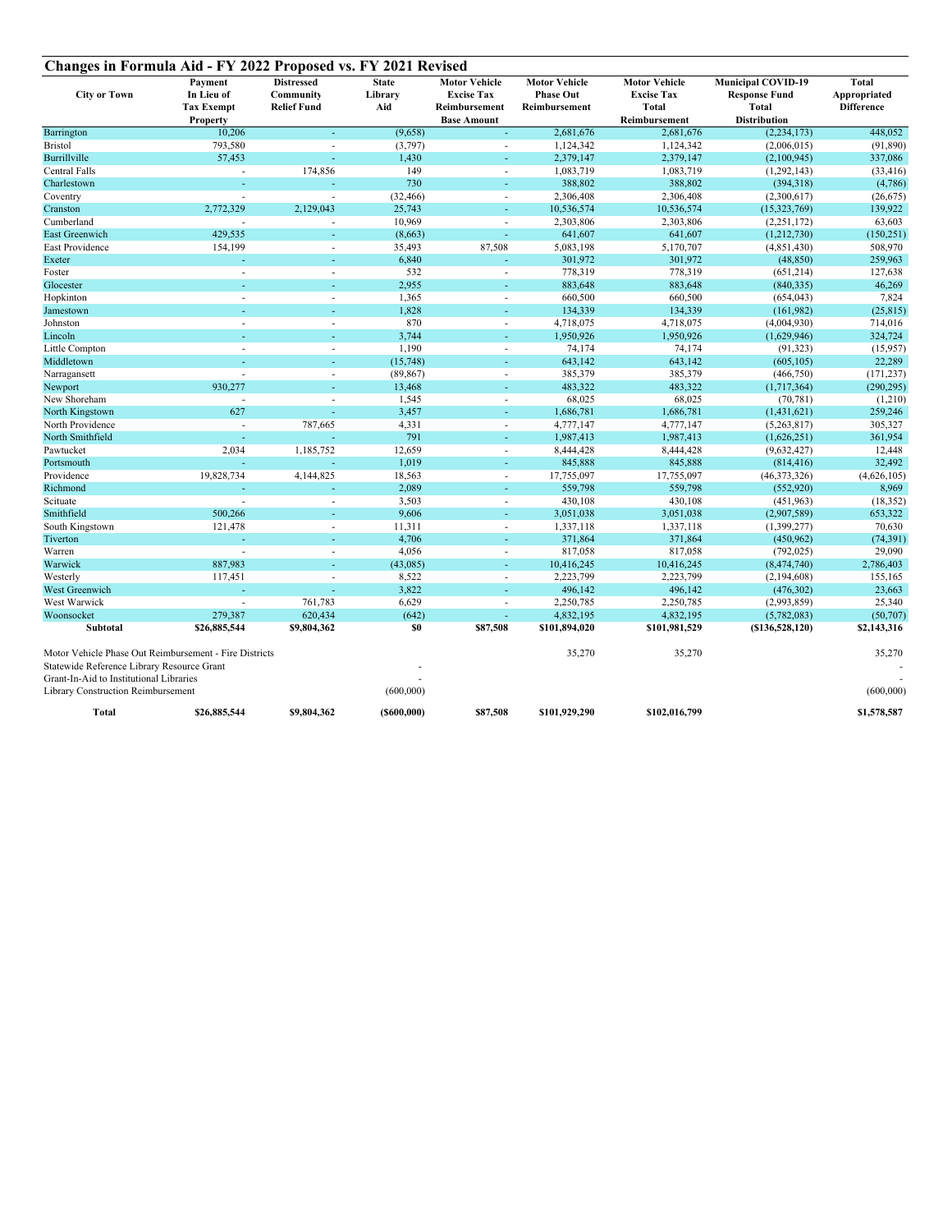## Changes in Formula Aid - FY 2022 Proposed vs. FY 2021 Revised

| City or Town | Payment In Lieu of Tax Exempt Property | Distressed Community Relief Fund | State Library Aid | Motor Vehicle Excise Tax Reimbursement Base Amount | Motor Vehicle Phase Out Reimbursement | Motor Vehicle Excise Tax Total Reimbursement | Municipal COVID-19 Response Fund Total Distribution | Total Appropriated Difference |
|---|---|---|---|---|---|---|---|---|
| Barrington | 10,206 | - | (9,658) | - | 2,681,676 | 2,681,676 | (2,234,173) | 448,052 |
| Bristol | 793,580 | - | (3,797) | - | 1,124,342 | 1,124,342 | (2,006,015) | (91,890) |
| Burrillville | 57,453 | - | 1,430 | - | 2,379,147 | 2,379,147 | (2,100,945) | 337,086 |
| Central Falls | - | 174,856 | 149 | - | 1,083,719 | 1,083,719 | (1,292,143) | (33,416) |
| Charlestown | - | - | 730 | - | 388,802 | 388,802 | (394,318) | (4,786) |
| Coventry | - | - | (32,466) | - | 2,306,408 | 2,306,408 | (2,300,617) | (26,675) |
| Cranston | 2,772,329 | 2,129,043 | 25,743 | - | 10,536,574 | 10,536,574 | (15,323,769) | 139,922 |
| Cumberland | - | - | 10,969 | - | 2,303,806 | 2,303,806 | (2,251,172) | 63,603 |
| East Greenwich | 429,535 | - | (8,663) | - | 641,607 | 641,607 | (1,212,730) | (150,251) |
| East Providence | 154,199 | - | 35,493 | 87,508 | 5,083,198 | 5,170,707 | (4,851,430) | 508,970 |
| Exeter | - | - | 6,840 | - | 301,972 | 301,972 | (48,850) | 259,963 |
| Foster | - | - | 532 | - | 778,319 | 778,319 | (651,214) | 127,638 |
| Glocester | - | - | 2,955 | - | 883,648 | 883,648 | (840,335) | 46,269 |
| Hopkinton | - | - | 1,365 | - | 660,500 | 660,500 | (654,043) | 7,824 |
| Jamestown | - | - | 1,828 | - | 134,339 | 134,339 | (161,982) | (25,815) |
| Johnston | - | - | 870 | - | 4,718,075 | 4,718,075 | (4,004,930) | 714,016 |
| Lincoln | - | - | 3,744 | - | 1,950,926 | 1,950,926 | (1,629,946) | 324,724 |
| Little Compton | - | - | 1,190 | - | 74,174 | 74,174 | (91,323) | (15,957) |
| Middletown | - | - | (15,748) | - | 643,142 | 643,142 | (605,105) | 22,289 |
| Narragansett | - | - | (89,867) | - | 385,379 | 385,379 | (466,750) | (171,237) |
| Newport | 930,277 | - | 13,468 | - | 483,322 | 483,322 | (1,717,364) | (290,295) |
| New Shoreham | - | - | 1,545 | - | 68,025 | 68,025 | (70,781) | (1,210) |
| North Kingstown | 627 | - | 3,457 | - | 1,686,781 | 1,686,781 | (1,431,621) | 259,246 |
| North Providence | - | 787,665 | 4,331 | - | 4,777,147 | 4,777,147 | (5,263,817) | 305,327 |
| North Smithfield | - | - | 791 | - | 1,987,413 | 1,987,413 | (1,626,251) | 361,954 |
| Pawtucket | 2,034 | 1,185,752 | 12,659 | - | 8,444,428 | 8,444,428 | (9,632,427) | 12,448 |
| Portsmouth | - | - | 1,019 | - | 845,888 | 845,888 | (814,416) | 32,492 |
| Providence | 19,828,734 | 4,144,825 | 18,563 | - | 17,755,097 | 17,755,097 | (46,373,326) | (4,626,105) |
| Richmond | - | - | 2,089 | - | 559,798 | 559,798 | (552,920) | 8,969 |
| Scituate | - | - | 3,503 | - | 430,108 | 430,108 | (451,963) | (18,352) |
| Smithfield | 500,266 | - | 9,606 | - | 3,051,038 | 3,051,038 | (2,907,589) | 653,322 |
| South Kingstown | 121,478 | - | 11,311 | - | 1,337,118 | 1,337,118 | (1,399,277) | 70,630 |
| Tiverton | - | - | 4,706 | - | 371,864 | 371,864 | (450,962) | (74,391) |
| Warren | - | - | 4,056 | - | 817,058 | 817,058 | (792,025) | 29,090 |
| Warwick | 887,983 | - | (43,085) | - | 10,416,245 | 10,416,245 | (8,474,740) | 2,786,403 |
| Westerly | 117,451 | - | 8,522 | - | 2,223,799 | 2,223,799 | (2,194,608) | 155,165 |
| West Greenwich | - | - | 3,822 | - | 496,142 | 496,142 | (476,302) | 23,663 |
| West Warwick | - | 761,783 | 6,629 | - | 2,250,785 | 2,250,785 | (2,993,859) | 25,340 |
| Woonsocket | 279,387 | 620,434 | (642) | - | 4,832,195 | 4,832,195 | (5,782,083) | (50,707) |
| **Subtotal** | **$26,885,544** | **$9,804,362** | **$0** | **$87,508** | **$101,894,020** | **$101,981,529** | **($136,528,120)** | **$2,143,316** |
| | | | | | | | | |
| Motor Vehicle Phase Out Reimbursement - Fire Districts | | | | | 35,270 | 35,270 | | 35,270 |
| Statewide Reference Library Resource Grant | | | - | | | | | - |
| Grant-In-Aid to Institutional Libraries | | | - | | | | | - |
| Library Construction Reimbursement | | | (600,000) | | | | | (600,000) |
| **Total** | **$26,885,544** | **$9,804,362** | **($600,000)** | **$87,508** | **$101,929,290** | **$102,016,799** | | **$1,578,587** |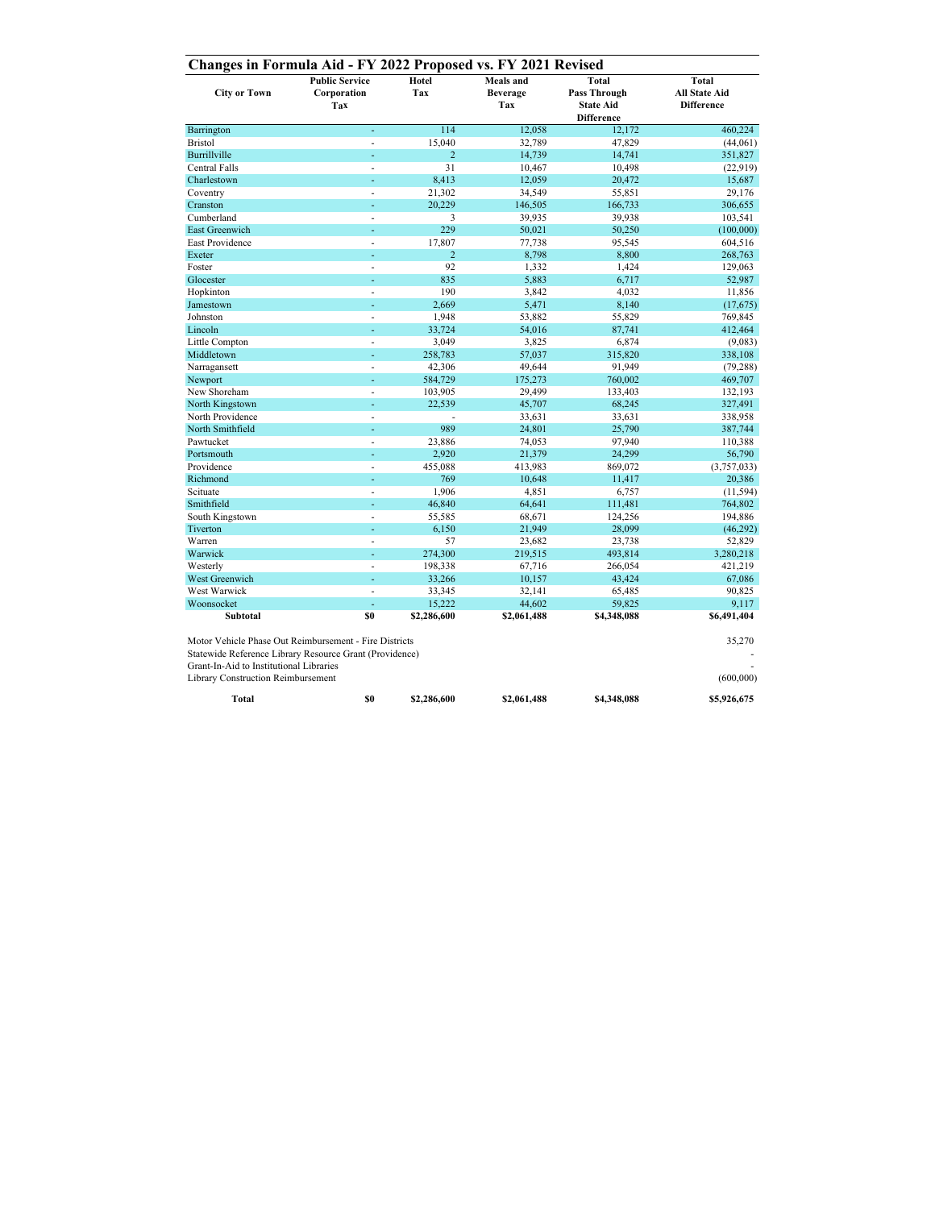## Changes in Formula Aid - FY 2022 Proposed vs. FY 2021 Revised

| City or Town | Public Service Corporation Tax | Hotel Tax | Meals and Beverage Tax | Total Pass Through State Aid Difference | Total All State Aid Difference |
|---|---|---|---|---|---|
| Barrington | - | 114 | 12,058 | 12,172 | 460,224 |
| Bristol | - | 15,040 | 32,789 | 47,829 | (44,061) |
| Burrillville | - | 2 | 14,739 | 14,741 | 351,827 |
| Central Falls | - | 31 | 10,467 | 10,498 | (22,919) |
| Charlestown | - | 8,413 | 12,059 | 20,472 | 15,687 |
| Coventry | - | 21,302 | 34,549 | 55,851 | 29,176 |
| Cranston | - | 20,229 | 146,505 | 166,733 | 306,655 |
| Cumberland | - | 3 | 39,935 | 39,938 | 103,541 |
| East Greenwich | - | 229 | 50,021 | 50,250 | (100,000) |
| East Providence | - | 17,807 | 77,738 | 95,545 | 604,516 |
| Exeter | - | 2 | 8,798 | 8,800 | 268,763 |
| Foster | - | 92 | 1,332 | 1,424 | 129,063 |
| Glocester | - | 835 | 5,883 | 6,717 | 52,987 |
| Hopkinton | - | 190 | 3,842 | 4,032 | 11,856 |
| Jamestown | - | 2,669 | 5,471 | 8,140 | (17,675) |
| Johnston | - | 1,948 | 53,882 | 55,829 | 769,845 |
| Lincoln | - | 33,724 | 54,016 | 87,741 | 412,464 |
| Little Compton | - | 3,049 | 3,825 | 6,874 | (9,083) |
| Middletown | - | 258,783 | 57,037 | 315,820 | 338,108 |
| Narragansett | - | 42,306 | 49,644 | 91,949 | (79,288) |
| Newport | - | 584,729 | 175,273 | 760,002 | 469,707 |
| New Shoreham | - | 103,905 | 29,499 | 133,403 | 132,193 |
| North Kingstown | - | 22,539 | 45,707 | 68,245 | 327,491 |
| North Providence | - | - | 33,631 | 33,631 | 338,958 |
| North Smithfield | - | 989 | 24,801 | 25,790 | 387,744 |
| Pawtucket | - | 23,886 | 74,053 | 97,940 | 110,388 |
| Portsmouth | - | 2,920 | 21,379 | 24,299 | 56,790 |
| Providence | - | 455,088 | 413,983 | 869,072 | (3,757,033) |
| Richmond | - | 769 | 10,648 | 11,417 | 20,386 |
| Scituate | - | 1,906 | 4,851 | 6,757 | (11,594) |
| Smithfield | - | 46,840 | 64,641 | 111,481 | 764,802 |
| South Kingstown | - | 55,585 | 68,671 | 124,256 | 194,886 |
| Tiverton | - | 6,150 | 21,949 | 28,099 | (46,292) |
| Warren | - | 57 | 23,682 | 23,738 | 52,829 |
| Warwick | - | 274,300 | 219,515 | 493,814 | 3,280,218 |
| Westerly | - | 198,338 | 67,716 | 266,054 | 421,219 |
| West Greenwich | - | 33,266 | 10,157 | 43,424 | 67,086 |
| West Warwick | - | 33,345 | 32,141 | 65,485 | 90,825 |
| Woonsocket | - | 15,222 | 44,602 | 59,825 | 9,117 |
| **Subtotal** | **$0** | **$2,286,600** | **$2,061,488** | **$4,348,088** | **$6,491,404** |
| | | | | | |
| Motor Vehicle Phase Out Reimbursement - Fire Districts | | | | | 35,270 |
| Statewide Reference Library Resource Grant (Providence) | | | | | - |
| Grant-In-Aid to Institutional Libraries | | | | | - |
| Library Construction Reimbursement | | | | | (600,000) |
| | | | | | |
| **Total** | **$0** | **$2,286,600** | **$2,061,488** | **$4,348,088** | **$5,926,675** |